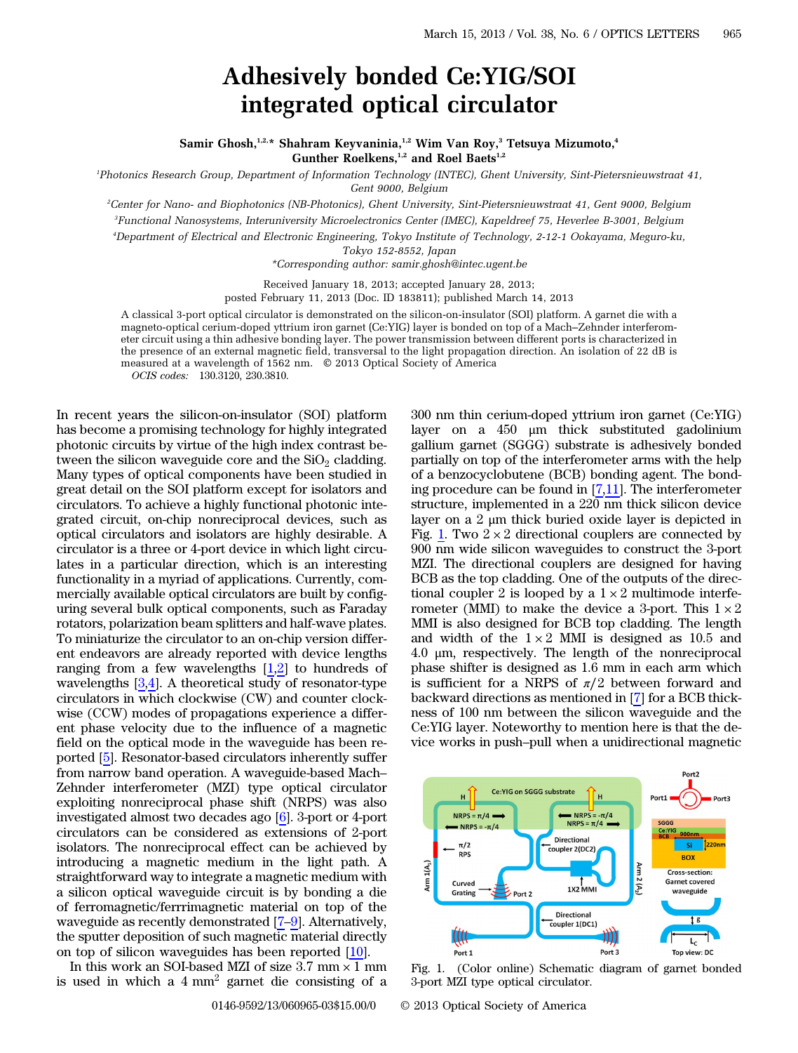# Adhesively bonded Ce:YIG/SOI integrated optical circulator

**Samir Ghosh,[1,2,*] Shahram Keyvaninia,[1,2] Wim Van Roy,[3] Tetsuya Mizumoto,[4] Gunther Roelkens,[1,2] and Roel Baets[1,2]**

[1]*Photonics Research Group, Department of Information Technology (INTEC), Ghent University, Sint-Pietersnieuwstraat 41, Gent 9000, Belgium*

[2]*Center for Nano- and Biophotonics (NB-Photonics), Ghent University, Sint-Pietersnieuwstraat 41, Gent 9000, Belgium*

[3]*Functional Nanosystems, Interuniversity Microelectronics Center (IMEC), Kapeldreef 75, Heverlee B-3001, Belgium*

[4]*Department of Electrical and Electronic Engineering, Tokyo Institute of Technology, 2-12-1 Ookayama, Meguro-ku, Tokyo 152-8552, Japan*

*\*Corresponding author: samir.ghosh@intec.ugent.be*

Received January 18, 2013; accepted January 28, 2013;
posted February 11, 2013 (Doc. ID 183811); published March 14, 2013

A classical 3-port optical circulator is demonstrated on the silicon-on-insulator (SOI) platform. A garnet die with a magneto-optical cerium-doped yttrium iron garnet (Ce:YIG) layer is bonded on top of a Mach–Zehnder interferometer circuit using a thin adhesive bonding layer. The power transmission between different ports is characterized in the presence of an external magnetic field, transversal to the light propagation direction. An isolation of 22 dB is measured at a wavelength of 1562 nm. © 2013 Optical Society of America

*OCIS codes:* 130.3120, 230.3810.

In recent years the silicon-on-insulator (SOI) platform has become a promising technology for highly integrated photonic circuits by virtue of the high index contrast between the silicon waveguide core and the $SiO_2$ cladding. Many types of optical components have been studied in great detail on the SOI platform except for isolators and circulators. To achieve a highly functional photonic integrated circuit, on-chip nonreciprocal devices, such as optical circulators and isolators are highly desirable. A circulator is a three or 4-port device in which light circulates in a particular direction, which is an interesting functionality in a myriad of applications. Currently, commercially available optical circulators are built by configuring several bulk optical components, such as Faraday rotators, polarization beam splitters and half-wave plates. To miniaturize the circulator to an on-chip version different endeavors are already reported with device lengths ranging from a few wavelengths [1,2] to hundreds of wavelengths [3,4]. A theoretical study of resonator-type circulators in which clockwise (CW) and counter clockwise (CCW) modes of propagations experience a different phase velocity due to the influence of a magnetic field on the optical mode in the waveguide has been reported [5]. Resonator-based circulators inherently suffer from narrow band operation. A waveguide-based Mach–Zehnder interferometer (MZI) type optical circulator exploiting nonreciprocal phase shift (NRPS) was also investigated almost two decades ago [6]. 3-port or 4-port circulators can be considered as extensions of 2-port isolators. The nonreciprocal effect can be achieved by introducing a magnetic medium in the light path. A straightforward way to integrate a magnetic medium with a silicon optical waveguide circuit is by bonding a die of ferromagnetic/ferrimagnetic material on top of the waveguide as recently demonstrated [7–9]. Alternatively, the sputter deposition of such magnetic material directly on top of silicon waveguides has been reported [10].

In this work an SOI-based MZI of size 3.7 mm × 1 mm is used in which a 4 $mm^2$ garnet die consisting of a 300 nm thin cerium-doped yttrium iron garnet (Ce:YIG) layer on a 450 μm thick substituted gadolinium gallium garnet (SGGG) substrate is adhesively bonded partially on top of the interferometer arms with the help of a benzocyclobutene (BCB) bonding agent. The bonding procedure can be found in [7,11]. The interferometer structure, implemented in a 220 nm thick silicon device layer on a 2 μm thick buried oxide layer is depicted in Fig. 1. Two 2 × 2 directional couplers are connected by 900 nm wide silicon waveguides to construct the 3-port MZI. The directional couplers are designed for having BCB as the top cladding. One of the outputs of the directional coupler 2 is looped by a 1 × 2 multimode interferometer (MMI) to make the device a 3-port. This 1 × 2 MMI is also designed for BCB top cladding. The length and width of the 1 × 2 MMI is designed as 10.5 and 4.0 μm, respectively. The length of the nonreciprocal phase shifter is designed as 1.6 mm in each arm which is sufficient for a NRPS of $\pi/2$ between forward and backward directions as mentioned in [7] for a BCB thickness of 100 nm between the silicon waveguide and the Ce:YIG layer. Noteworthy to mention here is that the device works in push–pull when a unidirectional magnetic

Fig. 1. (Color online) Schematic diagram of garnet bonded 3-port MZI type optical circulator.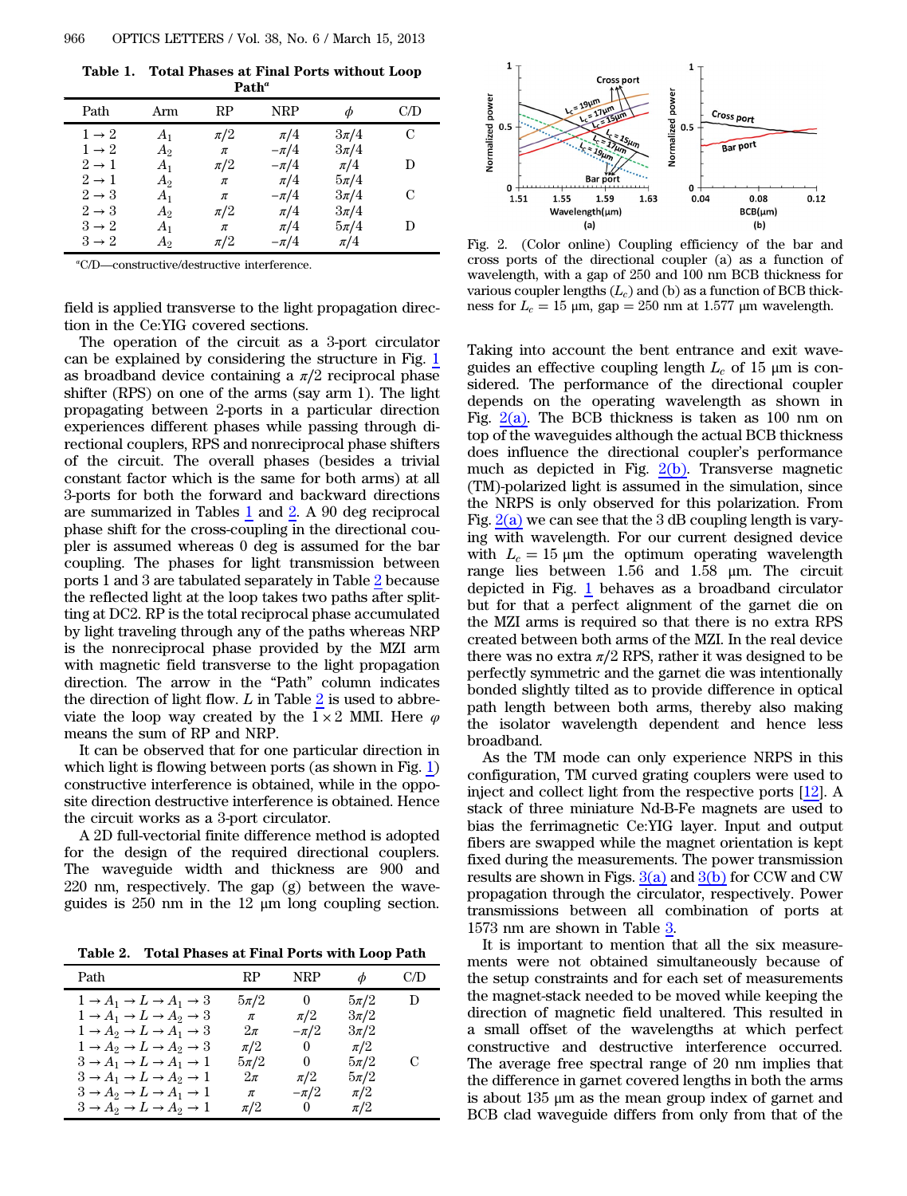**Table 1. Total Phases at Final Ports without Loop Path[a]**

| Path | Arm | RP | NRP | $\phi$ | C/D |
|---|---|---|---|---|---|
| $1 \to 2$ | $A_1$ | $\pi/2$ | $\pi/4$ | $3\pi/4$ | C |
| $1 \to 2$ | $A_2$ | $\pi$ | $-\pi/4$ | $3\pi/4$ | |
| $2 \to 1$ | $A_1$ | $\pi/2$ | $-\pi/4$ | $\pi/4$ | D |
| $2 \to 1$ | $A_2$ | $\pi$ | $\pi/4$ | $5\pi/4$ | |
| $2 \to 3$ | $A_1$ | $\pi$ | $-\pi/4$ | $3\pi/4$ | C |
| $2 \to 3$ | $A_2$ | $\pi/2$ | $\pi/4$ | $3\pi/4$ | |
| $3 \to 2$ | $A_1$ | $\pi$ | $\pi/4$ | $5\pi/4$ | D |
| $3 \to 2$ | $A_2$ | $\pi/2$ | $-\pi/4$ | $\pi/4$ | |

[a]C/D—constructive/destructive interference.

field is applied transverse to the light propagation direction in the Ce:YIG covered sections.

The operation of the circuit as a 3-port circulator can be explained by considering the structure in Fig. 1 as broadband device containing a $\pi/2$ reciprocal phase shifter (RPS) on one of the arms (say arm 1). The light propagating between 2-ports in a particular direction experiences different phases while passing through directional couplers, RPS and nonreciprocal phase shifters of the circuit. The overall phases (besides a trivial constant factor which is the same for both arms) at all 3-ports for both the forward and backward directions are summarized in Tables 1 and 2. A 90 deg reciprocal phase shift for the cross-coupling in the directional coupler is assumed whereas 0 deg is assumed for the bar coupling. The phases for light transmission between ports 1 and 3 are tabulated separately in Table 2 because the reflected light at the loop takes two paths after splitting at DC2. RP is the total reciprocal phase accumulated by light traveling through any of the paths whereas NRP is the nonreciprocal phase provided by the MZI arm with magnetic field transverse to the light propagation direction. The arrow in the "Path" column indicates the direction of light flow. $L$ in Table 2 is used to abbreviate the loop way created by the $1 \times 2$ MMI. Here $\varphi$ means the sum of RP and NRP.

It can be observed that for one particular direction in which light is flowing between ports (as shown in Fig. 1) constructive interference is obtained, while in the opposite direction destructive interference is obtained. Hence the circuit works as a 3-port circulator.

A 2D full-vectorial finite difference method is adopted for the design of the required directional couplers. The waveguide width and thickness are 900 and 220 nm, respectively. The gap (g) between the waveguides is 250 nm in the 12 μm long coupling section.

**Table 2. Total Phases at Final Ports with Loop Path**

| Path | RP | NRP | $\phi$ | C/D |
|---|---|---|---|---|
| $1 \to A_1 \to L \to A_1 \to 3$ | $5\pi/2$ | 0 | $5\pi/2$ | D |
| $1 \to A_1 \to L \to A_2 \to 3$ | $\pi$ | $\pi/2$ | $3\pi/2$ | |
| $1 \to A_2 \to L \to A_1 \to 3$ | $2\pi$ | $-\pi/2$ | $3\pi/2$ | |
| $1 \to A_2 \to L \to A_2 \to 3$ | $\pi/2$ | 0 | $\pi/2$ | |
| $3 \to A_1 \to L \to A_1 \to 1$ | $5\pi/2$ | 0 | $5\pi/2$ | C |
| $3 \to A_1 \to L \to A_2 \to 1$ | $2\pi$ | $\pi/2$ | $5\pi/2$ | |
| $3 \to A_2 \to L \to A_1 \to 1$ | $\pi$ | $-\pi/2$ | $\pi/2$ | |
| $3 \to A_2 \to L \to A_2 \to 1$ | $\pi/2$ | 0 | $\pi/2$ | |

Fig. 2. (Color online) Coupling efficiency of the bar and cross ports of the directional coupler (a) as a function of wavelength, with a gap of 250 and 100 nm BCB thickness for various coupler lengths ($L_c$) and (b) as a function of BCB thickness for $L_c = 15$ μm, gap $= 250$ nm at 1.577 μm wavelength.

Taking into account the bent entrance and exit waveguides an effective coupling length $L_c$ of 15 μm is considered. The performance of the directional coupler depends on the operating wavelength as shown in Fig. 2(a). The BCB thickness is taken as 100 nm on top of the waveguides although the actual BCB thickness does influence the directional coupler's performance much as depicted in Fig. 2(b). Transverse magnetic (TM)-polarized light is assumed in the simulation, since the NRPS is only observed for this polarization. From Fig. 2(a) we can see that the 3 dB coupling length is varying with wavelength. For our current designed device with $L_c = 15$ μm the optimum operating wavelength range lies between 1.56 and 1.58 μm. The circuit depicted in Fig. 1 behaves as a broadband circulator but for that a perfect alignment of the garnet die on the MZI arms is required so that there is no extra RPS created between both arms of the MZI. In the real device there was no extra $\pi/2$ RPS, rather it was designed to be perfectly symmetric and the garnet die was intentionally bonded slightly tilted as to provide difference in optical path length between both arms, thereby also making the isolator wavelength dependent and hence less broadband.

As the TM mode can only experience NRPS in this configuration, TM curved grating couplers were used to inject and collect light from the respective ports [12]. A stack of three miniature Nd-B-Fe magnets are used to bias the ferrimagnetic Ce:YIG layer. Input and output fibers are swapped while the magnet orientation is kept fixed during the measurements. The power transmission results are shown in Figs. 3(a) and 3(b) for CCW and CW propagation through the circulator, respectively. Power transmissions between all combination of ports at 1573 nm are shown in Table 3.

It is important to mention that all the six measurements were not obtained simultaneously because of the setup constraints and for each set of measurements the magnet-stack needed to be moved while keeping the direction of magnetic field unaltered. This resulted in a small offset of the wavelengths at which perfect constructive and destructive interference occurred. The average free spectral range of 20 nm implies that the difference in garnet covered lengths in both the arms is about 135 μm as the mean group index of garnet and BCB clad waveguide differs from only that of the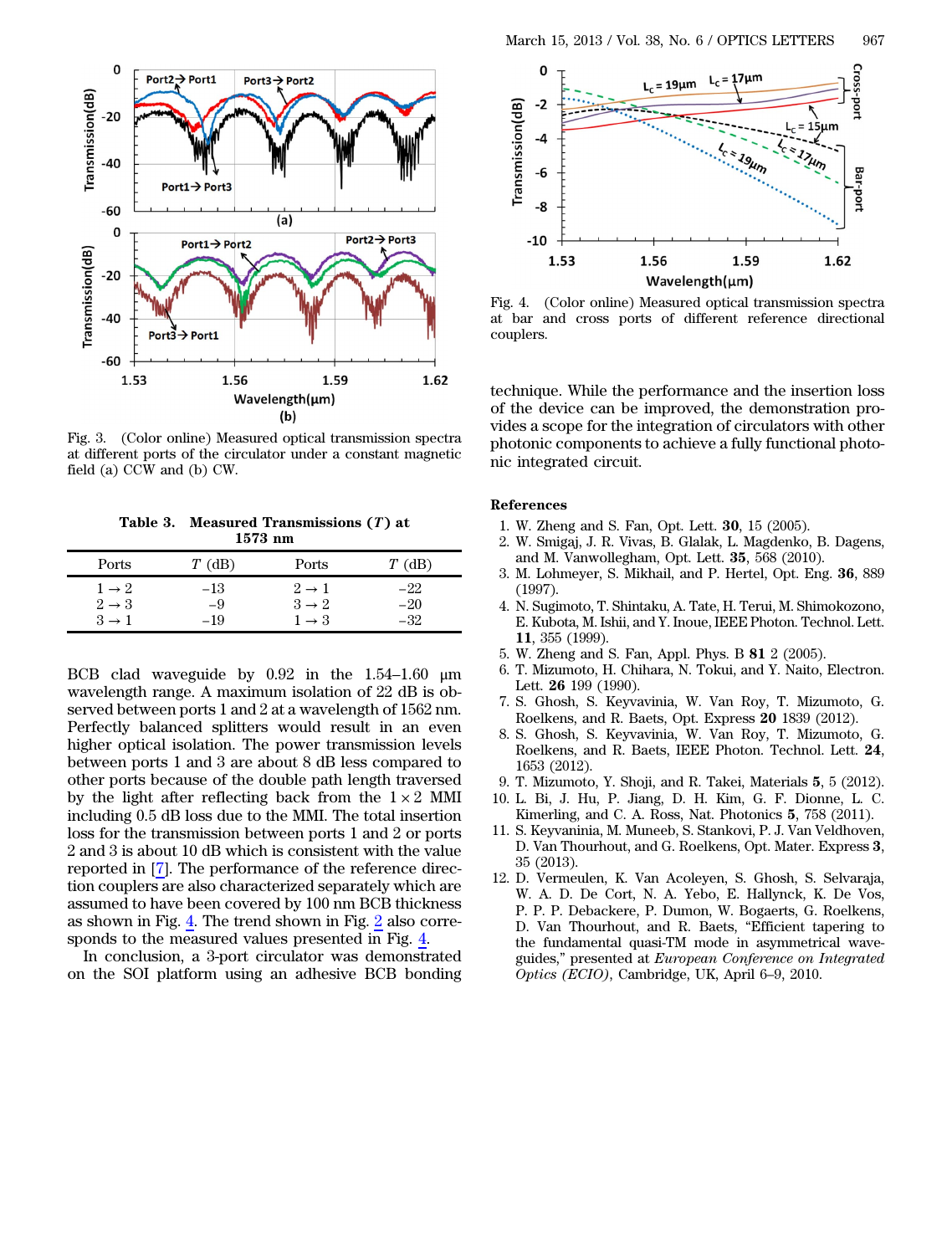Fig. 3. (Color online) Measured optical transmission spectra at different ports of the circulator under a constant magnetic field (a) CCW and (b) CW.

**Table 3. Measured Transmissions ($T$) at 1573 nm**

| Ports | $T$ (dB) | Ports | $T$ (dB) |
|---|---|---|---|
| $1 \rightarrow 2$ | −13 | $2 \rightarrow 1$ | −22 |
| $2 \rightarrow 3$ | −9 | $3 \rightarrow 2$ | −20 |
| $3 \rightarrow 1$ | −19 | $1 \rightarrow 3$ | −32 |

BCB clad waveguide by 0.92 in the 1.54–1.60 μm wavelength range. A maximum isolation of 22 dB is observed between ports 1 and 2 at a wavelength of 1562 nm. Perfectly balanced splitters would result in an even higher optical isolation. The power transmission levels between ports 1 and 3 are about 8 dB less compared to other ports because of the double path length traversed by the light after reflecting back from the $1 \times 2$ MMI including 0.5 dB loss due to the MMI. The total insertion loss for the transmission between ports 1 and 2 or ports 2 and 3 is about 10 dB which is consistent with the value reported in [7]. The performance of the reference direction couplers are also characterized separately which are assumed to have been covered by 100 nm BCB thickness as shown in Fig. 4. The trend shown in Fig. 2 also corresponds to the measured values presented in Fig. 4.

In conclusion, a 3-port circulator was demonstrated on the SOI platform using an adhesive BCB bonding technique. While the performance and the insertion loss of the device can be improved, the demonstration provides a scope for the integration of circulators with other photonic components to achieve a fully functional photonic integrated circuit.

Fig. 4. (Color online) Measured optical transmission spectra at bar and cross ports of different reference directional couplers.

## References

1. W. Zheng and S. Fan, Opt. Lett. **30**, 15 (2005).
2. W. Smigaj, J. R. Vivas, B. Glalak, L. Magdenko, B. Dagens, and M. Vanwolleghem, Opt. Lett. **35**, 568 (2010).
3. M. Lohmeyer, S. Mikhail, and P. Hertel, Opt. Eng. **36**, 889 (1997).
4. N. Sugimoto, T. Shintaku, A. Tate, H. Terui, M. Shimokozono, E. Kubota, M. Ishii, and Y. Inoue, IEEE Photon. Technol. Lett. **11**, 355 (1999).
5. W. Zheng and S. Fan, Appl. Phys. B **81** 2 (2005).
6. T. Mizumoto, H. Chihara, N. Tokui, and Y. Naito, Electron. Lett. **26** 199 (1990).
7. S. Ghosh, S. Keyvavinia, W. Van Roy, T. Mizumoto, G. Roelkens, and R. Baets, Opt. Express **20** 1839 (2012).
8. S. Ghosh, S. Keyvavinia, W. Van Roy, T. Mizumoto, G. Roelkens, and R. Baets, IEEE Photon. Technol. Lett. **24**, 1653 (2012).
9. T. Mizumoto, Y. Shoji, and R. Takei, Materials **5**, 5 (2012).
10. L. Bi, J. Hu, P. Jiang, D. H. Kim, G. F. Dionne, L. C. Kimerling, and C. A. Ross, Nat. Photonics **5**, 758 (2011).
11. S. Keyvaninia, M. Muneeb, S. Stankovi, P. J. Van Veldhoven, D. Van Thourhout, and G. Roelkens, Opt. Mater. Express **3**, 35 (2013).
12. D. Vermeulen, K. Van Acoleyen, S. Ghosh, S. Selvaraja, W. A. D. De Cort, N. A. Yebo, E. Hallynck, K. De Vos, P. P. P. Debackere, P. Dumon, W. Bogaerts, G. Roelkens, D. Van Thourhout, and R. Baets, "Efficient tapering to the fundamental quasi-TM mode in asymmetrical waveguides," presented at *European Conference on Integrated Optics (ECIO)*, Cambridge, UK, April 6–9, 2010.